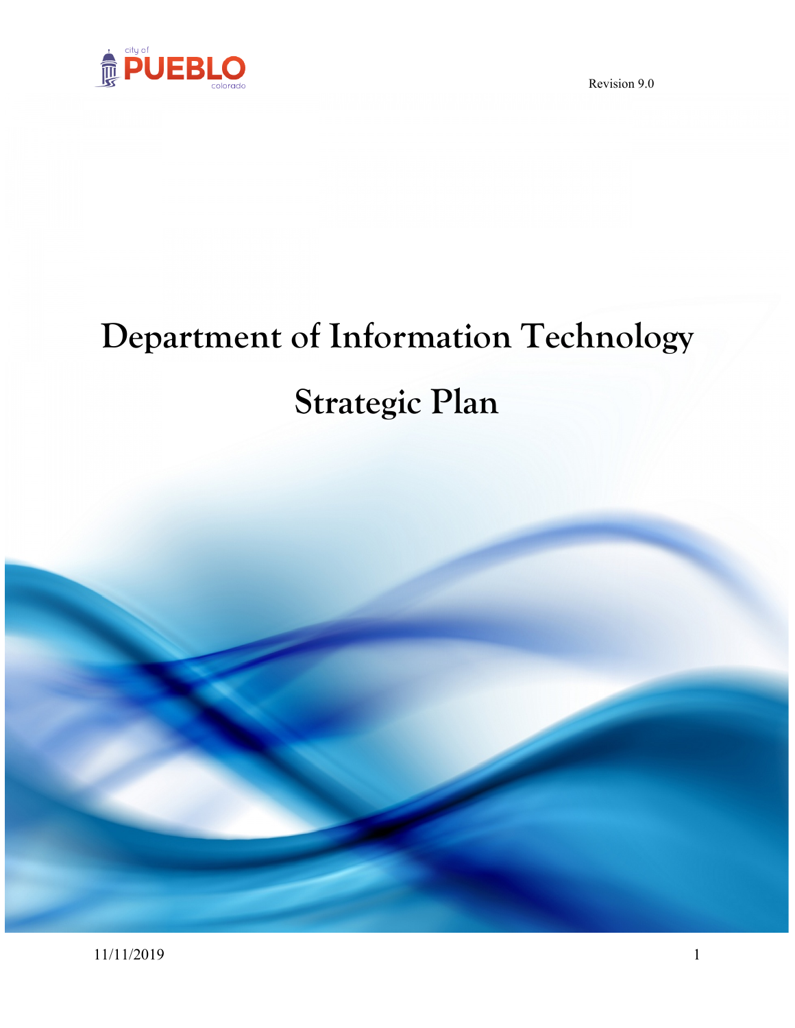city of PUEBLO colorado

Revision 9.0

# Department of Information Technology

# Strategic Plan

11/11/2019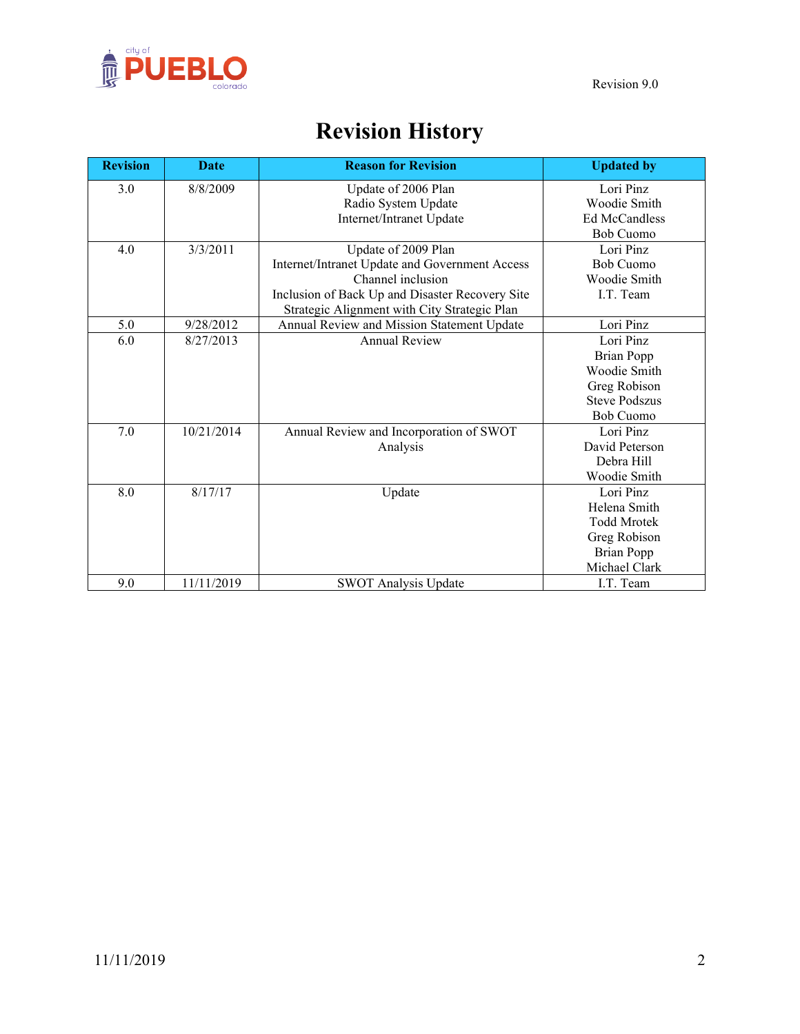# Revision History

| Revision | Date | Reason for Revision | Updated by |
|---|---|---|---|
| 3.0 | 8/8/2009 | Update of 2006 Plan<br>Radio System Update<br>Internet/Intranet Update | Lori Pinz<br>Woodie Smith<br>Ed McCandless<br>Bob Cuomo |
| 4.0 | 3/3/2011 | Update of 2009 Plan<br>Internet/Intranet Update and Government Access Channel inclusion<br>Inclusion of Back Up and Disaster Recovery Site<br>Strategic Alignment with City Strategic Plan | Lori Pinz<br>Bob Cuomo<br>Woodie Smith<br>I.T. Team |
| 5.0 | 9/28/2012 | Annual Review and Mission Statement Update | Lori Pinz |
| 6.0 | 8/27/2013 | Annual Review | Lori Pinz<br>Brian Popp<br>Woodie Smith<br>Greg Robison<br>Steve Podszus<br>Bob Cuomo |
| 7.0 | 10/21/2014 | Annual Review and Incorporation of SWOT Analysis | Lori Pinz<br>David Peterson<br>Debra Hill<br>Woodie Smith |
| 8.0 | 8/17/17 | Update | Lori Pinz<br>Helena Smith<br>Todd Mrotek<br>Greg Robison<br>Brian Popp<br>Michael Clark |
| 9.0 | 11/11/2019 | SWOT Analysis Update | I.T. Team |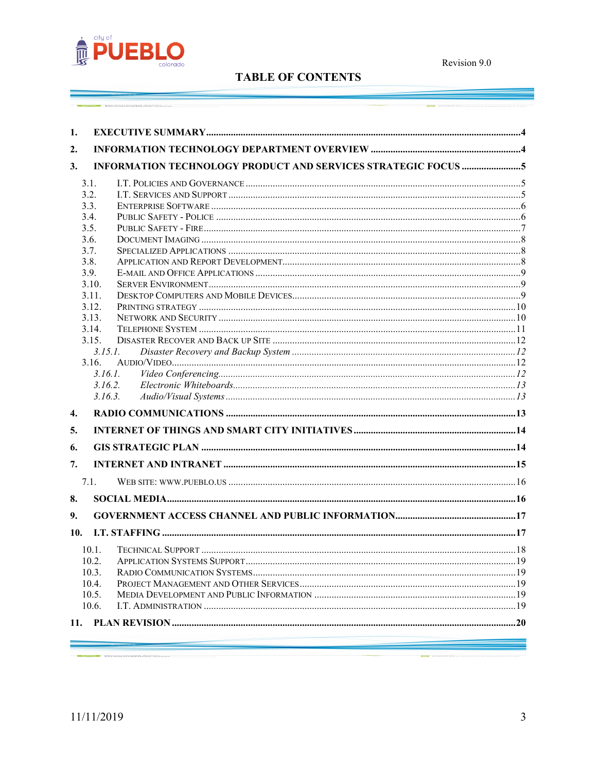# TABLE OF CONTENTS

1. EXECUTIVE SUMMARY .....4
2. INFORMATION TECHNOLOGY DEPARTMENT OVERVIEW .....4
3. INFORMATION TECHNOLOGY PRODUCT AND SERVICES STRATEGIC FOCUS .....5
   - 3.1. I.T. Policies and Governance .....5
   - 3.2. I.T. Services and Support .....5
   - 3.3. Enterprise Software .....6
   - 3.4. Public Safety - Police .....6
   - 3.5. Public Safety - Fire .....7
   - 3.6. Document Imaging .....8
   - 3.7. Specialized Applications .....8
   - 3.8. Application and Report Development .....8
   - 3.9. E-mail and Office Applications .....9
   - 3.10. Server Environment .....9
   - 3.11. Desktop Computers and Mobile Devices .....9
   - 3.12. Printing Strategy .....10
   - 3.13. Network and Security .....10
   - 3.14. Telephone System .....11
   - 3.15. Disaster Recover and Back up Site .....12
     - *3.15.1. Disaster Recovery and Backup System .....12*
   - 3.16. Audio/Video .....12
     - *3.16.1. Video Conferencing .....12*
     - *3.16.2. Electronic Whiteboards .....13*
     - *3.16.3. Audio/Visual Systems .....13*
4. RADIO COMMUNICATIONS .....13
5. INTERNET OF THINGS AND SMART CITY INITIATIVES .....14
6. GIS STRATEGIC PLAN .....14
7. INTERNET AND INTRANET .....15
   - 7.1. Web site: www.pueblo.us .....16
8. SOCIAL MEDIA .....16
9. GOVERNMENT ACCESS CHANNEL AND PUBLIC INFORMATION .....17
10. I.T. STAFFING .....17
    - 10.1. Technical Support .....18
    - 10.2. Application Systems Support .....19
    - 10.3. Radio Communication Systems .....19
    - 10.4. Project Management and Other Services .....19
    - 10.5. Media Development and Public Information .....19
    - 10.6. I.T. Administration .....19
11. PLAN REVISION .....20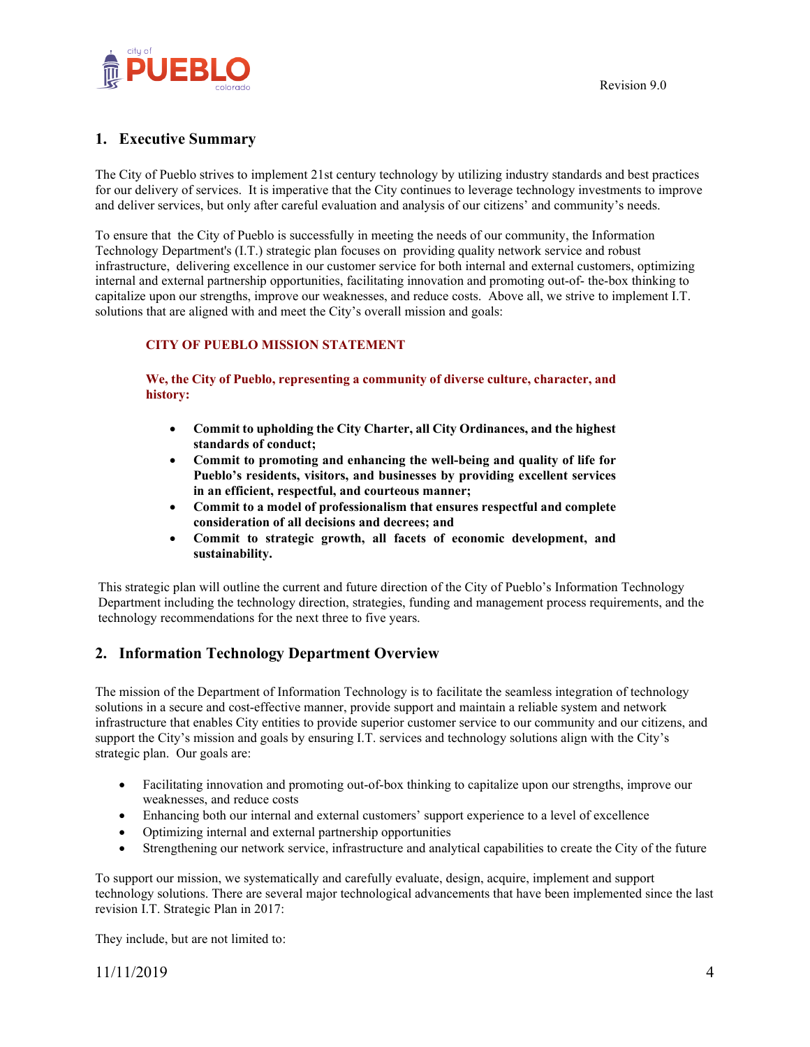## 1. Executive Summary

The City of Pueblo strives to implement 21st century technology by utilizing industry standards and best practices for our delivery of services. It is imperative that the City continues to leverage technology investments to improve and deliver services, but only after careful evaluation and analysis of our citizens' and community's needs.

To ensure that the City of Pueblo is successfully in meeting the needs of our community, the Information Technology Department's (I.T.) strategic plan focuses on providing quality network service and robust infrastructure, delivering excellence in our customer service for both internal and external customers, optimizing internal and external partnership opportunities, facilitating innovation and promoting out-of- the-box thinking to capitalize upon our strengths, improve our weaknesses, and reduce costs. Above all, we strive to implement I.T. solutions that are aligned with and meet the City's overall mission and goals:

**CITY OF PUEBLO MISSION STATEMENT**

**We, the City of Pueblo, representing a community of diverse culture, character, and history:**

- **Commit to upholding the City Charter, all City Ordinances, and the highest standards of conduct;**
- **Commit to promoting and enhancing the well-being and quality of life for Pueblo's residents, visitors, and businesses by providing excellent services in an efficient, respectful, and courteous manner;**
- **Commit to a model of professionalism that ensures respectful and complete consideration of all decisions and decrees; and**
- **Commit to strategic growth, all facets of economic development, and sustainability.**

This strategic plan will outline the current and future direction of the City of Pueblo's Information Technology Department including the technology direction, strategies, funding and management process requirements, and the technology recommendations for the next three to five years.

## 2. Information Technology Department Overview

The mission of the Department of Information Technology is to facilitate the seamless integration of technology solutions in a secure and cost-effective manner, provide support and maintain a reliable system and network infrastructure that enables City entities to provide superior customer service to our community and our citizens, and support the City's mission and goals by ensuring I.T. services and technology solutions align with the City's strategic plan. Our goals are:

- Facilitating innovation and promoting out-of-box thinking to capitalize upon our strengths, improve our weaknesses, and reduce costs
- Enhancing both our internal and external customers' support experience to a level of excellence
- Optimizing internal and external partnership opportunities
- Strengthening our network service, infrastructure and analytical capabilities to create the City of the future

To support our mission, we systematically and carefully evaluate, design, acquire, implement and support technology solutions. There are several major technological advancements that have been implemented since the last revision I.T. Strategic Plan in 2017:

They include, but are not limited to: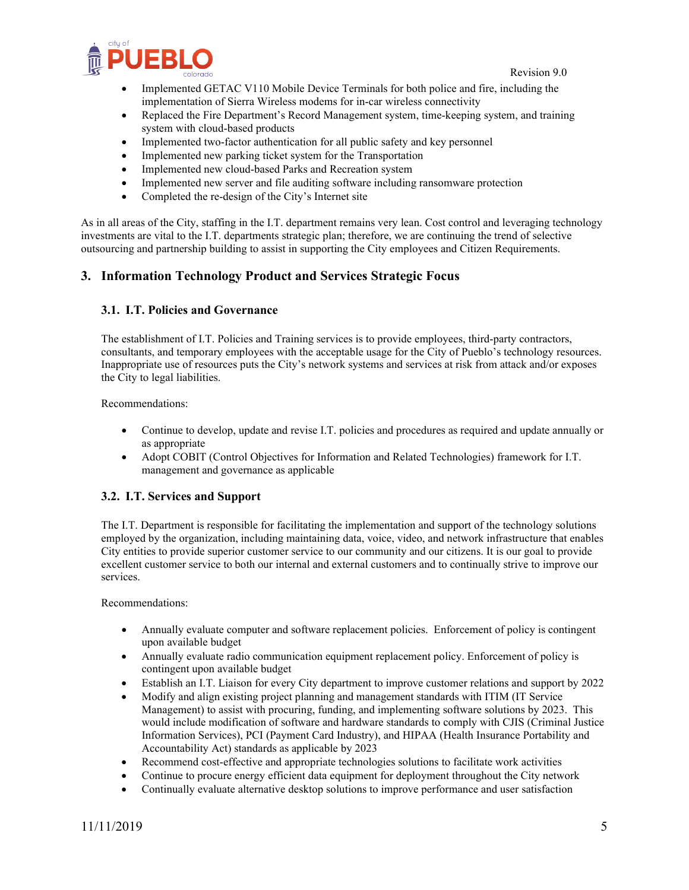- Implemented GETAC V110 Mobile Device Terminals for both police and fire, including the implementation of Sierra Wireless modems for in-car wireless connectivity
- Replaced the Fire Department's Record Management system, time-keeping system, and training system with cloud-based products
- Implemented two-factor authentication for all public safety and key personnel
- Implemented new parking ticket system for the Transportation
- Implemented new cloud-based Parks and Recreation system
- Implemented new server and file auditing software including ransomware protection
- Completed the re-design of the City's Internet site

As in all areas of the City, staffing in the I.T. department remains very lean. Cost control and leveraging technology investments are vital to the I.T. departments strategic plan; therefore, we are continuing the trend of selective outsourcing and partnership building to assist in supporting the City employees and Citizen Requirements.

## 3. Information Technology Product and Services Strategic Focus

### 3.1. I.T. Policies and Governance

The establishment of I.T. Policies and Training services is to provide employees, third-party contractors, consultants, and temporary employees with the acceptable usage for the City of Pueblo's technology resources. Inappropriate use of resources puts the City's network systems and services at risk from attack and/or exposes the City to legal liabilities.

Recommendations:

- Continue to develop, update and revise I.T. policies and procedures as required and update annually or as appropriate
- Adopt COBIT (Control Objectives for Information and Related Technologies) framework for I.T. management and governance as applicable

### 3.2. I.T. Services and Support

The I.T. Department is responsible for facilitating the implementation and support of the technology solutions employed by the organization, including maintaining data, voice, video, and network infrastructure that enables City entities to provide superior customer service to our community and our citizens. It is our goal to provide excellent customer service to both our internal and external customers and to continually strive to improve our services.

Recommendations:

- Annually evaluate computer and software replacement policies. Enforcement of policy is contingent upon available budget
- Annually evaluate radio communication equipment replacement policy. Enforcement of policy is contingent upon available budget
- Establish an I.T. Liaison for every City department to improve customer relations and support by 2022
- Modify and align existing project planning and management standards with ITIM (IT Service Management) to assist with procuring, funding, and implementing software solutions by 2023. This would include modification of software and hardware standards to comply with CJIS (Criminal Justice Information Services), PCI (Payment Card Industry), and HIPAA (Health Insurance Portability and Accountability Act) standards as applicable by 2023
- Recommend cost-effective and appropriate technologies solutions to facilitate work activities
- Continue to procure energy efficient data equipment for deployment throughout the City network
- Continually evaluate alternative desktop solutions to improve performance and user satisfaction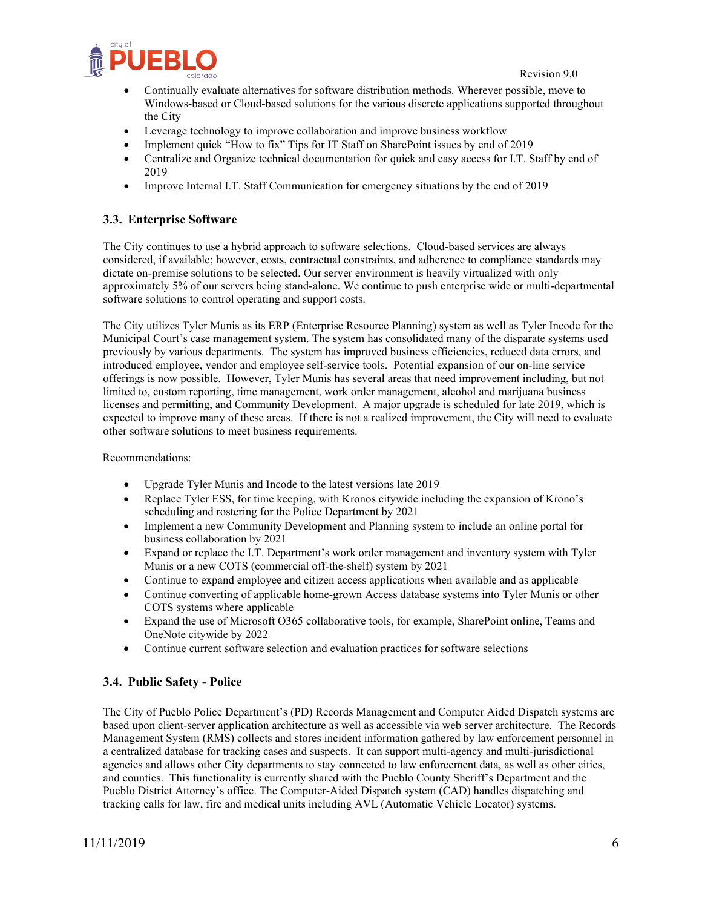- Continually evaluate alternatives for software distribution methods. Wherever possible, move to Windows-based or Cloud-based solutions for the various discrete applications supported throughout the City
- Leverage technology to improve collaboration and improve business workflow
- Implement quick "How to fix" Tips for IT Staff on SharePoint issues by end of 2019
- Centralize and Organize technical documentation for quick and easy access for I.T. Staff by end of 2019
- Improve Internal I.T. Staff Communication for emergency situations by the end of 2019

### 3.3. Enterprise Software

The City continues to use a hybrid approach to software selections. Cloud-based services are always considered, if available; however, costs, contractual constraints, and adherence to compliance standards may dictate on-premise solutions to be selected. Our server environment is heavily virtualized with only approximately 5% of our servers being stand-alone. We continue to push enterprise wide or multi-departmental software solutions to control operating and support costs.

The City utilizes Tyler Munis as its ERP (Enterprise Resource Planning) system as well as Tyler Incode for the Municipal Court's case management system. The system has consolidated many of the disparate systems used previously by various departments. The system has improved business efficiencies, reduced data errors, and introduced employee, vendor and employee self-service tools. Potential expansion of our on-line service offerings is now possible. However, Tyler Munis has several areas that need improvement including, but not limited to, custom reporting, time management, work order management, alcohol and marijuana business licenses and permitting, and Community Development. A major upgrade is scheduled for late 2019, which is expected to improve many of these areas. If there is not a realized improvement, the City will need to evaluate other software solutions to meet business requirements.

Recommendations:

- Upgrade Tyler Munis and Incode to the latest versions late 2019
- Replace Tyler ESS, for time keeping, with Kronos citywide including the expansion of Krono's scheduling and rostering for the Police Department by 2021
- Implement a new Community Development and Planning system to include an online portal for business collaboration by 2021
- Expand or replace the I.T. Department's work order management and inventory system with Tyler Munis or a new COTS (commercial off-the-shelf) system by 2021
- Continue to expand employee and citizen access applications when available and as applicable
- Continue converting of applicable home-grown Access database systems into Tyler Munis or other COTS systems where applicable
- Expand the use of Microsoft O365 collaborative tools, for example, SharePoint online, Teams and OneNote citywide by 2022
- Continue current software selection and evaluation practices for software selections

### 3.4. Public Safety - Police

The City of Pueblo Police Department's (PD) Records Management and Computer Aided Dispatch systems are based upon client-server application architecture as well as accessible via web server architecture. The Records Management System (RMS) collects and stores incident information gathered by law enforcement personnel in a centralized database for tracking cases and suspects. It can support multi-agency and multi-jurisdictional agencies and allows other City departments to stay connected to law enforcement data, as well as other cities, and counties. This functionality is currently shared with the Pueblo County Sheriff's Department and the Pueblo District Attorney's office. The Computer-Aided Dispatch system (CAD) handles dispatching and tracking calls for law, fire and medical units including AVL (Automatic Vehicle Locator) systems.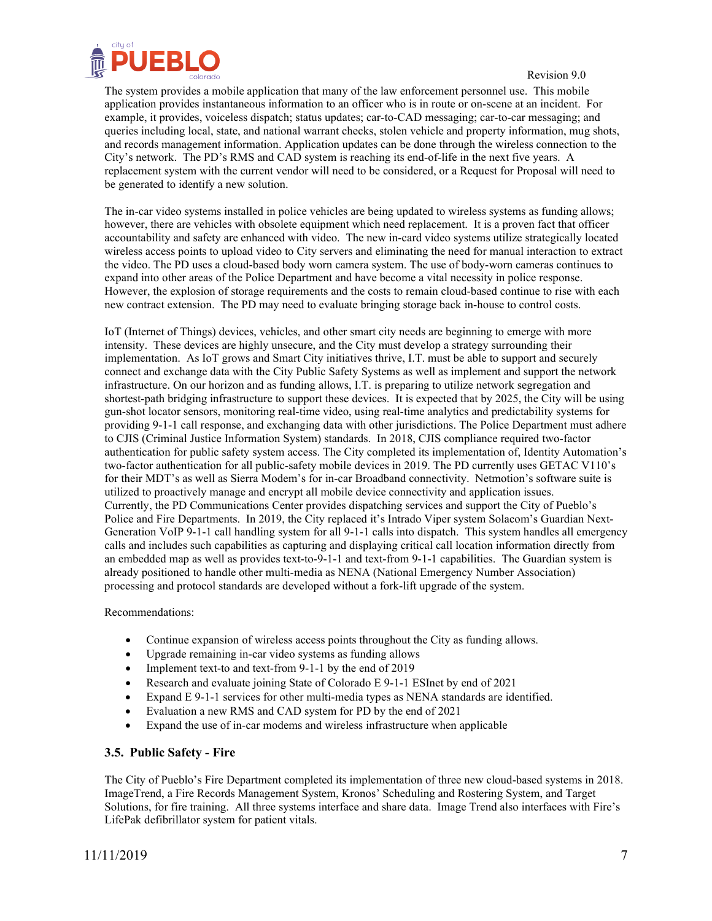The system provides a mobile application that many of the law enforcement personnel use. This mobile application provides instantaneous information to an officer who is in route or on-scene at an incident. For example, it provides, voiceless dispatch; status updates; car-to-CAD messaging; car-to-car messaging; and queries including local, state, and national warrant checks, stolen vehicle and property information, mug shots, and records management information. Application updates can be done through the wireless connection to the City's network. The PD's RMS and CAD system is reaching its end-of-life in the next five years. A replacement system with the current vendor will need to be considered, or a Request for Proposal will need to be generated to identify a new solution.

The in-car video systems installed in police vehicles are being updated to wireless systems as funding allows; however, there are vehicles with obsolete equipment which need replacement. It is a proven fact that officer accountability and safety are enhanced with video. The new in-card video systems utilize strategically located wireless access points to upload video to City servers and eliminating the need for manual interaction to extract the video. The PD uses a cloud-based body worn camera system. The use of body-worn cameras continues to expand into other areas of the Police Department and have become a vital necessity in police response. However, the explosion of storage requirements and the costs to remain cloud-based continue to rise with each new contract extension. The PD may need to evaluate bringing storage back in-house to control costs.

IoT (Internet of Things) devices, vehicles, and other smart city needs are beginning to emerge with more intensity. These devices are highly unsecure, and the City must develop a strategy surrounding their implementation. As IoT grows and Smart City initiatives thrive, I.T. must be able to support and securely connect and exchange data with the City Public Safety Systems as well as implement and support the network infrastructure. On our horizon and as funding allows, I.T. is preparing to utilize network segregation and shortest-path bridging infrastructure to support these devices. It is expected that by 2025, the City will be using gun-shot locator sensors, monitoring real-time video, using real-time analytics and predictability systems for providing 9-1-1 call response, and exchanging data with other jurisdictions. The Police Department must adhere to CJIS (Criminal Justice Information System) standards. In 2018, CJIS compliance required two-factor authentication for public safety system access. The City completed its implementation of, Identity Automation's two-factor authentication for all public-safety mobile devices in 2019. The PD currently uses GETAC V110's for their MDT's as well as Sierra Modem's for in-car Broadband connectivity. Netmotion's software suite is utilized to proactively manage and encrypt all mobile device connectivity and application issues.
Currently, the PD Communications Center provides dispatching services and support the City of Pueblo's Police and Fire Departments. In 2019, the City replaced it's Intrado Viper system Solacom's Guardian Next-Generation VoIP 9-1-1 call handling system for all 9-1-1 calls into dispatch. This system handles all emergency calls and includes such capabilities as capturing and displaying critical call location information directly from an embedded map as well as provides text-to-9-1-1 and text-from 9-1-1 capabilities. The Guardian system is already positioned to handle other multi-media as NENA (National Emergency Number Association) processing and protocol standards are developed without a fork-lift upgrade of the system.

Recommendations:

- Continue expansion of wireless access points throughout the City as funding allows.
- Upgrade remaining in-car video systems as funding allows
- Implement text-to and text-from 9-1-1 by the end of 2019
- Research and evaluate joining State of Colorado E 9-1-1 ESInet by end of 2021
- Expand E 9-1-1 services for other multi-media types as NENA standards are identified.
- Evaluation a new RMS and CAD system for PD by the end of 2021
- Expand the use of in-car modems and wireless infrastructure when applicable

### 3.5. Public Safety - Fire

The City of Pueblo's Fire Department completed its implementation of three new cloud-based systems in 2018. ImageTrend, a Fire Records Management System, Kronos' Scheduling and Rostering System, and Target Solutions, for fire training. All three systems interface and share data. Image Trend also interfaces with Fire's LifePak defibrillator system for patient vitals.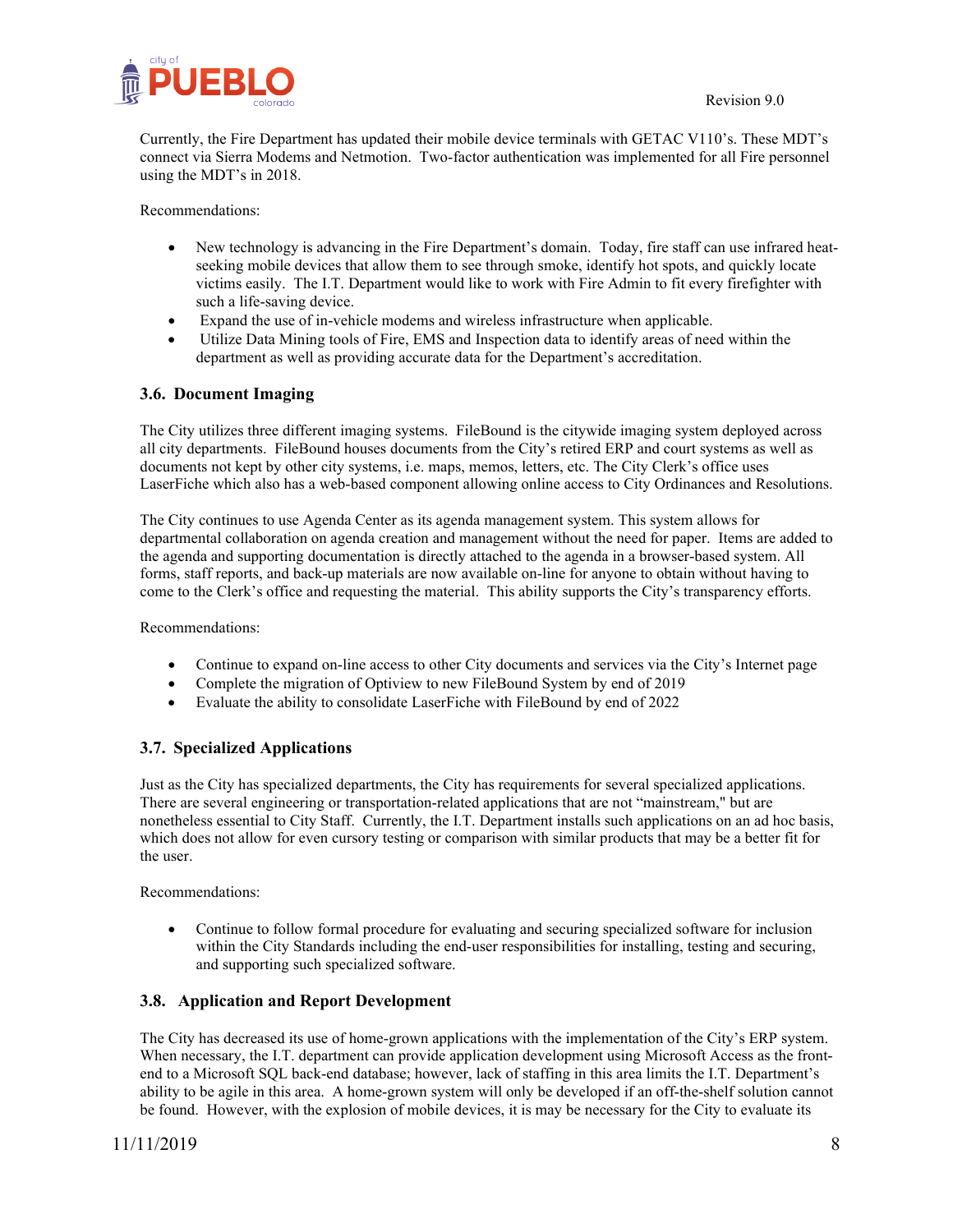Currently, the Fire Department has updated their mobile device terminals with GETAC V110's. These MDT's connect via Sierra Modems and Netmotion. Two-factor authentication was implemented for all Fire personnel using the MDT's in 2018.

Recommendations:

- New technology is advancing in the Fire Department's domain. Today, fire staff can use infrared heat-seeking mobile devices that allow them to see through smoke, identify hot spots, and quickly locate victims easily. The I.T. Department would like to work with Fire Admin to fit every firefighter with such a life-saving device.
- Expand the use of in-vehicle modems and wireless infrastructure when applicable.
- Utilize Data Mining tools of Fire, EMS and Inspection data to identify areas of need within the department as well as providing accurate data for the Department's accreditation.

### 3.6. Document Imaging

The City utilizes three different imaging systems. FileBound is the citywide imaging system deployed across all city departments. FileBound houses documents from the City's retired ERP and court systems as well as documents not kept by other city systems, i.e. maps, memos, letters, etc. The City Clerk's office uses LaserFiche which also has a web-based component allowing online access to City Ordinances and Resolutions.

The City continues to use Agenda Center as its agenda management system. This system allows for departmental collaboration on agenda creation and management without the need for paper. Items are added to the agenda and supporting documentation is directly attached to the agenda in a browser-based system. All forms, staff reports, and back-up materials are now available on-line for anyone to obtain without having to come to the Clerk's office and requesting the material. This ability supports the City's transparency efforts.

Recommendations:

- Continue to expand on-line access to other City documents and services via the City's Internet page
- Complete the migration of Optiview to new FileBound System by end of 2019
- Evaluate the ability to consolidate LaserFiche with FileBound by end of 2022

### 3.7. Specialized Applications

Just as the City has specialized departments, the City has requirements for several specialized applications. There are several engineering or transportation-related applications that are not "mainstream," but are nonetheless essential to City Staff. Currently, the I.T. Department installs such applications on an ad hoc basis, which does not allow for even cursory testing or comparison with similar products that may be a better fit for the user.

Recommendations:

- Continue to follow formal procedure for evaluating and securing specialized software for inclusion within the City Standards including the end-user responsibilities for installing, testing and securing, and supporting such specialized software.

### 3.8. Application and Report Development

The City has decreased its use of home-grown applications with the implementation of the City's ERP system. When necessary, the I.T. department can provide application development using Microsoft Access as the front-end to a Microsoft SQL back-end database; however, lack of staffing in this area limits the I.T. Department's ability to be agile in this area. A home-grown system will only be developed if an off-the-shelf solution cannot be found. However, with the explosion of mobile devices, it is may be necessary for the City to evaluate its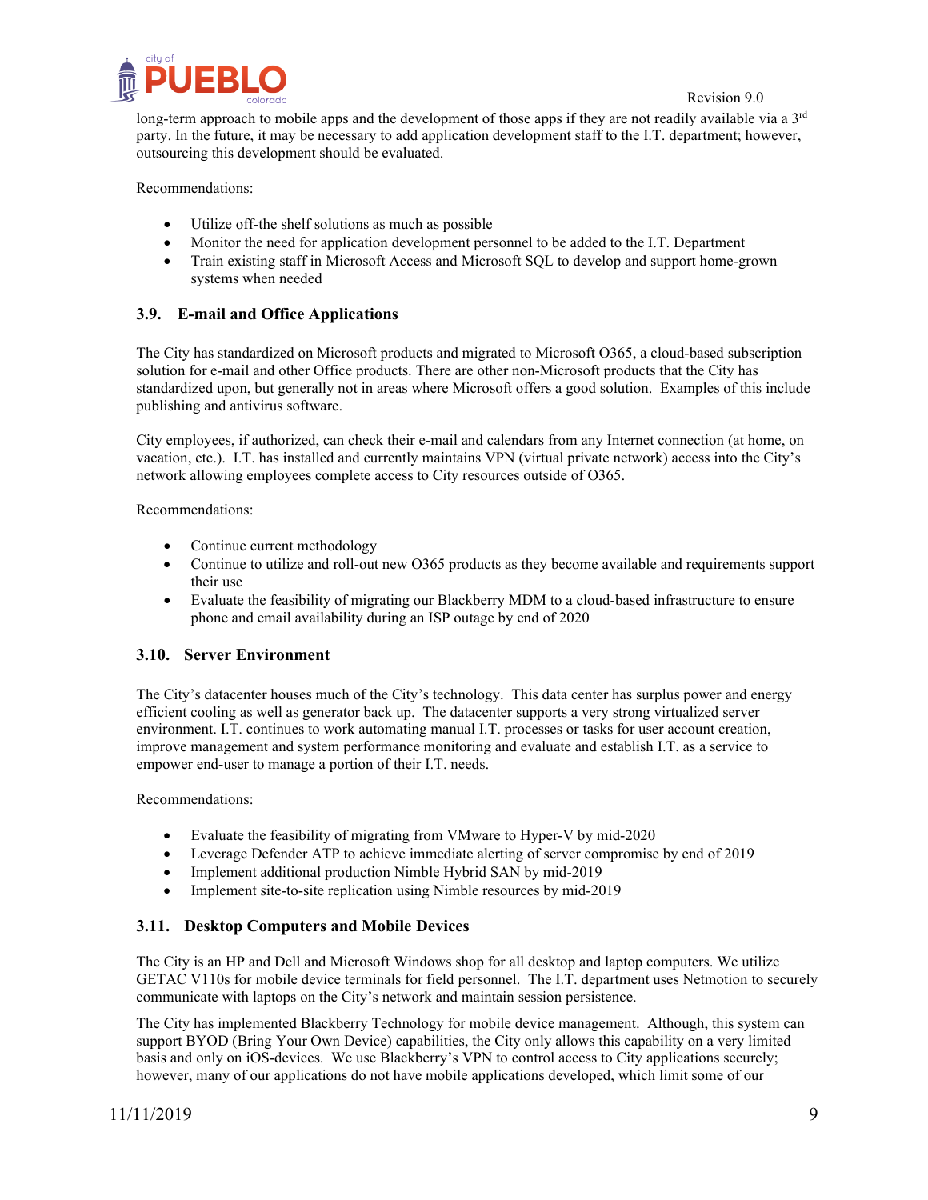long-term approach to mobile apps and the development of those apps if they are not readily available via a 3rd party. In the future, it may be necessary to add application development staff to the I.T. department; however, outsourcing this development should be evaluated.

Recommendations:

- Utilize off-the shelf solutions as much as possible
- Monitor the need for application development personnel to be added to the I.T. Department
- Train existing staff in Microsoft Access and Microsoft SQL to develop and support home-grown systems when needed

### 3.9. E-mail and Office Applications

The City has standardized on Microsoft products and migrated to Microsoft O365, a cloud-based subscription solution for e-mail and other Office products. There are other non-Microsoft products that the City has standardized upon, but generally not in areas where Microsoft offers a good solution. Examples of this include publishing and antivirus software.

City employees, if authorized, can check their e-mail and calendars from any Internet connection (at home, on vacation, etc.). I.T. has installed and currently maintains VPN (virtual private network) access into the City's network allowing employees complete access to City resources outside of O365.

Recommendations:

- Continue current methodology
- Continue to utilize and roll-out new O365 products as they become available and requirements support their use
- Evaluate the feasibility of migrating our Blackberry MDM to a cloud-based infrastructure to ensure phone and email availability during an ISP outage by end of 2020

### 3.10. Server Environment

The City's datacenter houses much of the City's technology. This data center has surplus power and energy efficient cooling as well as generator back up. The datacenter supports a very strong virtualized server environment. I.T. continues to work automating manual I.T. processes or tasks for user account creation, improve management and system performance monitoring and evaluate and establish I.T. as a service to empower end-user to manage a portion of their I.T. needs.

Recommendations:

- Evaluate the feasibility of migrating from VMware to Hyper-V by mid-2020
- Leverage Defender ATP to achieve immediate alerting of server compromise by end of 2019
- Implement additional production Nimble Hybrid SAN by mid-2019
- Implement site-to-site replication using Nimble resources by mid-2019

### 3.11. Desktop Computers and Mobile Devices

The City is an HP and Dell and Microsoft Windows shop for all desktop and laptop computers. We utilize GETAC V110s for mobile device terminals for field personnel. The I.T. department uses Netmotion to securely communicate with laptops on the City's network and maintain session persistence.

The City has implemented Blackberry Technology for mobile device management. Although, this system can support BYOD (Bring Your Own Device) capabilities, the City only allows this capability on a very limited basis and only on iOS-devices. We use Blackberry's VPN to control access to City applications securely; however, many of our applications do not have mobile applications developed, which limit some of our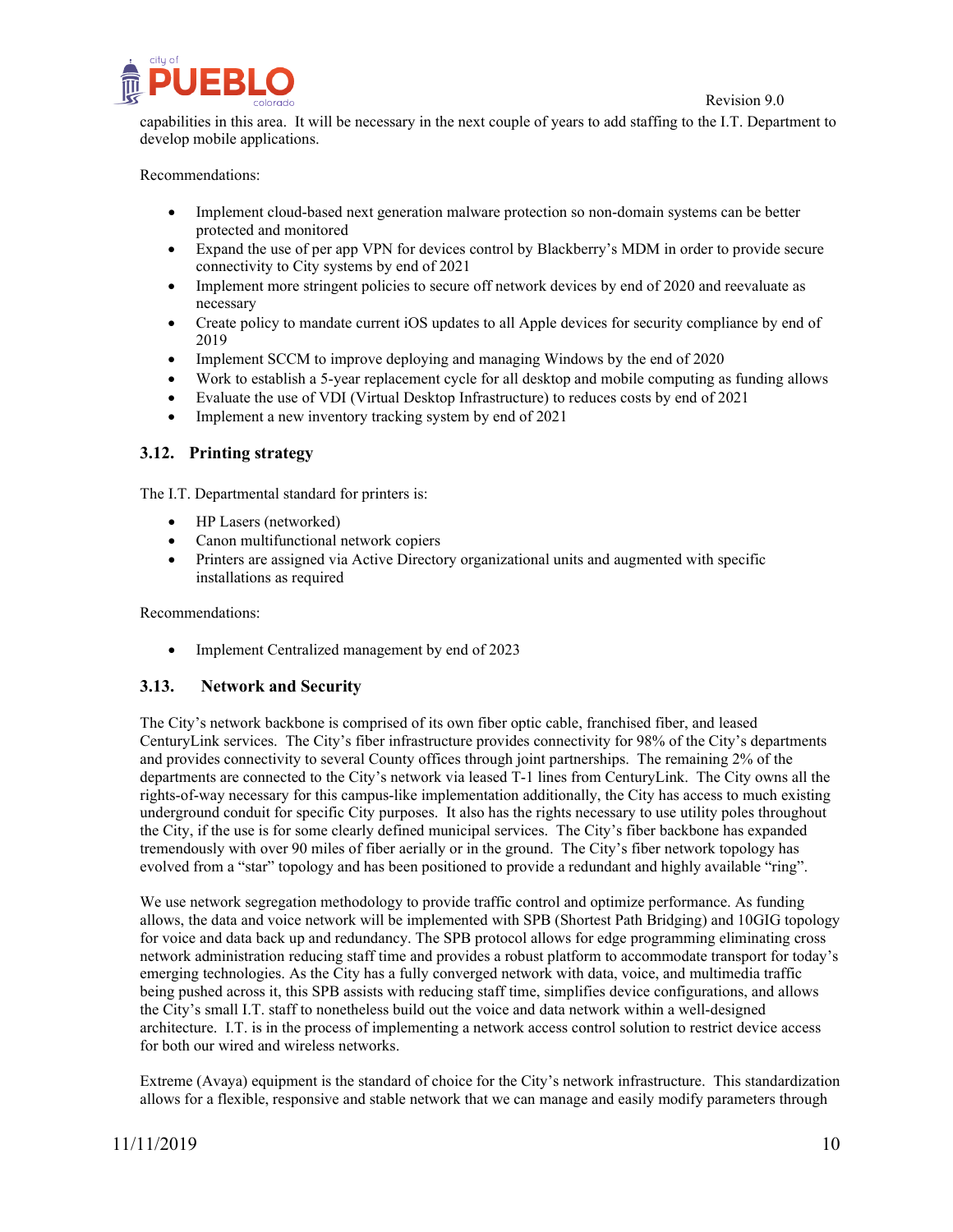capabilities in this area. It will be necessary in the next couple of years to add staffing to the I.T. Department to develop mobile applications.

Recommendations:

- Implement cloud-based next generation malware protection so non-domain systems can be better protected and monitored
- Expand the use of per app VPN for devices control by Blackberry's MDM in order to provide secure connectivity to City systems by end of 2021
- Implement more stringent policies to secure off network devices by end of 2020 and reevaluate as necessary
- Create policy to mandate current iOS updates to all Apple devices for security compliance by end of 2019
- Implement SCCM to improve deploying and managing Windows by the end of 2020
- Work to establish a 5-year replacement cycle for all desktop and mobile computing as funding allows
- Evaluate the use of VDI (Virtual Desktop Infrastructure) to reduces costs by end of 2021
- Implement a new inventory tracking system by end of 2021

### 3.12. Printing strategy

The I.T. Departmental standard for printers is:

- HP Lasers (networked)
- Canon multifunctional network copiers
- Printers are assigned via Active Directory organizational units and augmented with specific installations as required

Recommendations:

- Implement Centralized management by end of 2023

### 3.13. Network and Security

The City's network backbone is comprised of its own fiber optic cable, franchised fiber, and leased CenturyLink services. The City's fiber infrastructure provides connectivity for 98% of the City's departments and provides connectivity to several County offices through joint partnerships. The remaining 2% of the departments are connected to the City's network via leased T-1 lines from CenturyLink. The City owns all the rights-of-way necessary for this campus-like implementation additionally, the City has access to much existing underground conduit for specific City purposes. It also has the rights necessary to use utility poles throughout the City, if the use is for some clearly defined municipal services. The City's fiber backbone has expanded tremendously with over 90 miles of fiber aerially or in the ground. The City's fiber network topology has evolved from a "star" topology and has been positioned to provide a redundant and highly available "ring".

We use network segregation methodology to provide traffic control and optimize performance. As funding allows, the data and voice network will be implemented with SPB (Shortest Path Bridging) and 10GIG topology for voice and data back up and redundancy. The SPB protocol allows for edge programming eliminating cross network administration reducing staff time and provides a robust platform to accommodate transport for today's emerging technologies. As the City has a fully converged network with data, voice, and multimedia traffic being pushed across it, this SPB assists with reducing staff time, simplifies device configurations, and allows the City's small I.T. staff to nonetheless build out the voice and data network within a well-designed architecture. I.T. is in the process of implementing a network access control solution to restrict device access for both our wired and wireless networks.

Extreme (Avaya) equipment is the standard of choice for the City's network infrastructure. This standardization allows for a flexible, responsive and stable network that we can manage and easily modify parameters through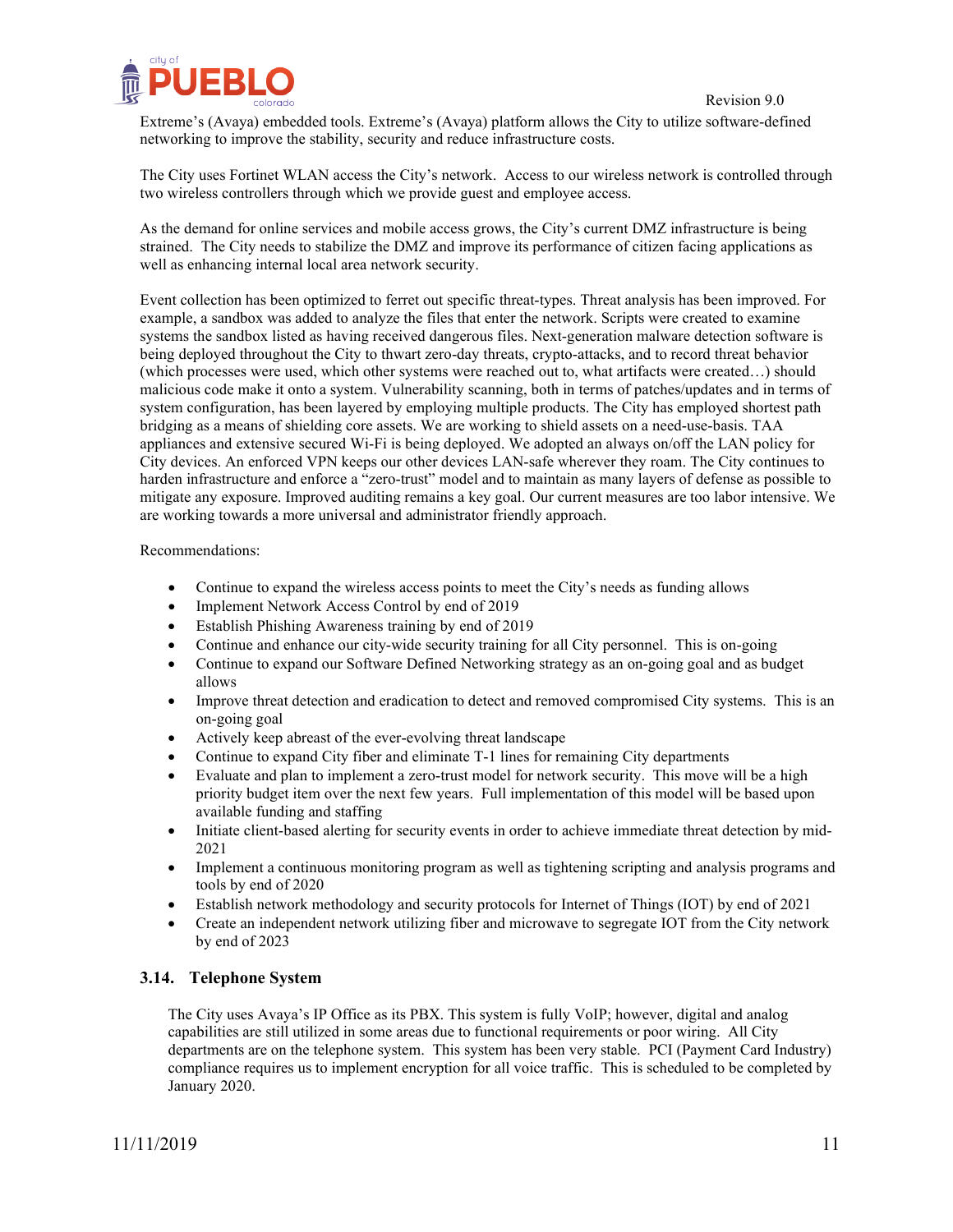Extreme's (Avaya) embedded tools. Extreme's (Avaya) platform allows the City to utilize software-defined networking to improve the stability, security and reduce infrastructure costs.

The City uses Fortinet WLAN access the City's network. Access to our wireless network is controlled through two wireless controllers through which we provide guest and employee access.

As the demand for online services and mobile access grows, the City's current DMZ infrastructure is being strained. The City needs to stabilize the DMZ and improve its performance of citizen facing applications as well as enhancing internal local area network security.

Event collection has been optimized to ferret out specific threat-types. Threat analysis has been improved. For example, a sandbox was added to analyze the files that enter the network. Scripts were created to examine systems the sandbox listed as having received dangerous files. Next-generation malware detection software is being deployed throughout the City to thwart zero-day threats, crypto-attacks, and to record threat behavior (which processes were used, which other systems were reached out to, what artifacts were created…) should malicious code make it onto a system. Vulnerability scanning, both in terms of patches/updates and in terms of system configuration, has been layered by employing multiple products. The City has employed shortest path bridging as a means of shielding core assets. We are working to shield assets on a need-use-basis. TAA appliances and extensive secured Wi-Fi is being deployed. We adopted an always on/off the LAN policy for City devices. An enforced VPN keeps our other devices LAN-safe wherever they roam. The City continues to harden infrastructure and enforce a "zero-trust" model and to maintain as many layers of defense as possible to mitigate any exposure. Improved auditing remains a key goal. Our current measures are too labor intensive. We are working towards a more universal and administrator friendly approach.

Recommendations:

- Continue to expand the wireless access points to meet the City's needs as funding allows
- Implement Network Access Control by end of 2019
- Establish Phishing Awareness training by end of 2019
- Continue and enhance our city-wide security training for all City personnel. This is on-going
- Continue to expand our Software Defined Networking strategy as an on-going goal and as budget allows
- Improve threat detection and eradication to detect and removed compromised City systems. This is an on-going goal
- Actively keep abreast of the ever-evolving threat landscape
- Continue to expand City fiber and eliminate T-1 lines for remaining City departments
- Evaluate and plan to implement a zero-trust model for network security. This move will be a high priority budget item over the next few years. Full implementation of this model will be based upon available funding and staffing
- Initiate client-based alerting for security events in order to achieve immediate threat detection by mid-2021
- Implement a continuous monitoring program as well as tightening scripting and analysis programs and tools by end of 2020
- Establish network methodology and security protocols for Internet of Things (IOT) by end of 2021
- Create an independent network utilizing fiber and microwave to segregate IOT from the City network by end of 2023

### 3.14. Telephone System

The City uses Avaya's IP Office as its PBX. This system is fully VoIP; however, digital and analog capabilities are still utilized in some areas due to functional requirements or poor wiring. All City departments are on the telephone system. This system has been very stable. PCI (Payment Card Industry) compliance requires us to implement encryption for all voice traffic. This is scheduled to be completed by January 2020.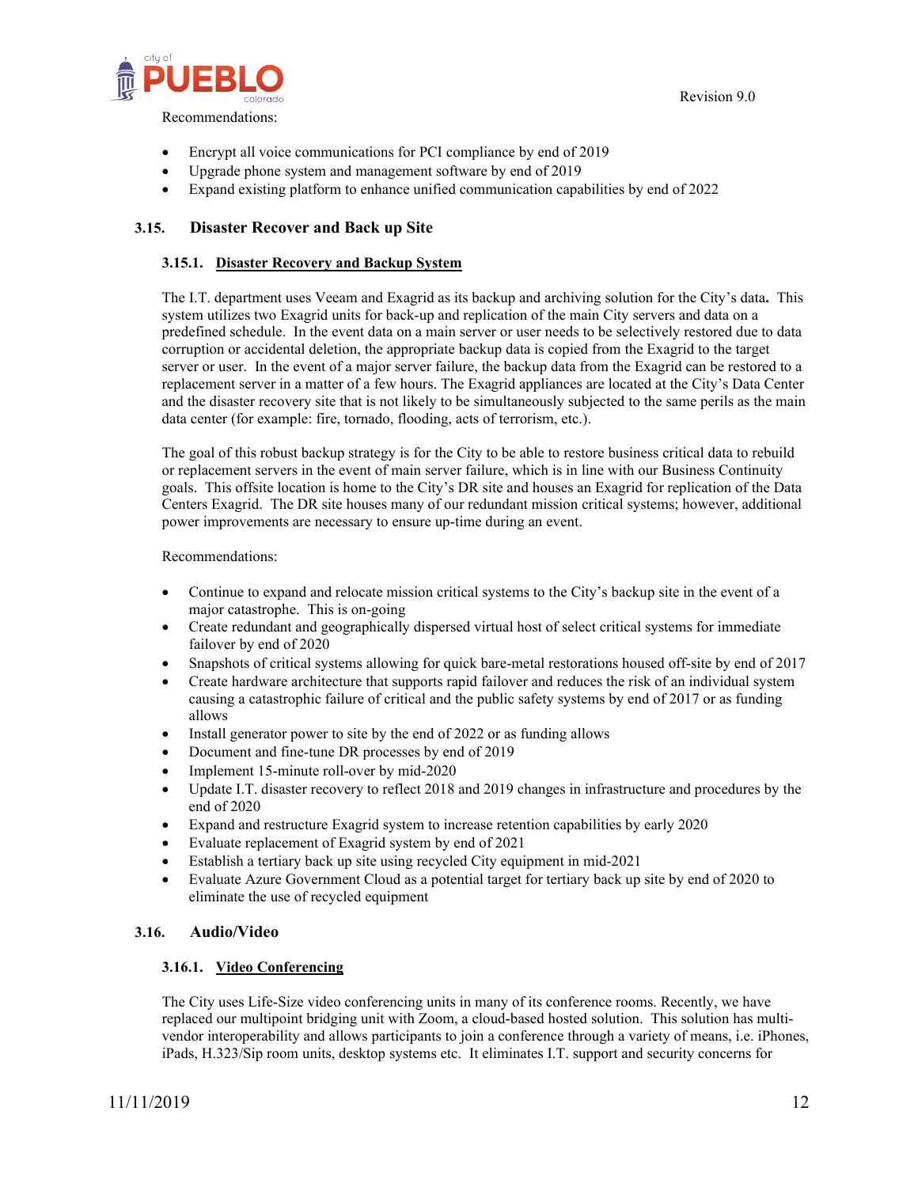Recommendations:

- Encrypt all voice communications for PCI compliance by end of 2019
- Upgrade phone system and management software by end of 2019
- Expand existing platform to enhance unified communication capabilities by end of 2022

## 3.15. Disaster Recover and Back up Site

### 3.15.1. Disaster Recovery and Backup System

The I.T. department uses Veeam and Exagrid as its backup and archiving solution for the City's data**.** This system utilizes two Exagrid units for back-up and replication of the main City servers and data on a predefined schedule. In the event data on a main server or user needs to be selectively restored due to data corruption or accidental deletion, the appropriate backup data is copied from the Exagrid to the target server or user. In the event of a major server failure, the backup data from the Exagrid can be restored to a replacement server in a matter of a few hours. The Exagrid appliances are located at the City's Data Center and the disaster recovery site that is not likely to be simultaneously subjected to the same perils as the main data center (for example: fire, tornado, flooding, acts of terrorism, etc.).

The goal of this robust backup strategy is for the City to be able to restore business critical data to rebuild or replacement servers in the event of main server failure, which is in line with our Business Continuity goals. This offsite location is home to the City's DR site and houses an Exagrid for replication of the Data Centers Exagrid. The DR site houses many of our redundant mission critical systems; however, additional power improvements are necessary to ensure up-time during an event.

Recommendations:

- Continue to expand and relocate mission critical systems to the City's backup site in the event of a major catastrophe. This is on-going
- Create redundant and geographically dispersed virtual host of select critical systems for immediate failover by end of 2020
- Snapshots of critical systems allowing for quick bare-metal restorations housed off-site by end of 2017
- Create hardware architecture that supports rapid failover and reduces the risk of an individual system causing a catastrophic failure of critical and the public safety systems by end of 2017 or as funding allows
- Install generator power to site by the end of 2022 or as funding allows
- Document and fine-tune DR processes by end of 2019
- Implement 15-minute roll-over by mid-2020
- Update I.T. disaster recovery to reflect 2018 and 2019 changes in infrastructure and procedures by the end of 2020
- Expand and restructure Exagrid system to increase retention capabilities by early 2020
- Evaluate replacement of Exagrid system by end of 2021
- Establish a tertiary back up site using recycled City equipment in mid-2021
- Evaluate Azure Government Cloud as a potential target for tertiary back up site by end of 2020 to eliminate the use of recycled equipment

## 3.16. Audio/Video

### 3.16.1. Video Conferencing

The City uses Life-Size video conferencing units in many of its conference rooms. Recently, we have replaced our multipoint bridging unit with Zoom, a cloud-based hosted solution. This solution has multi-vendor interoperability and allows participants to join a conference through a variety of means, i.e. iPhones, iPads, H.323/Sip room units, desktop systems etc. It eliminates I.T. support and security concerns for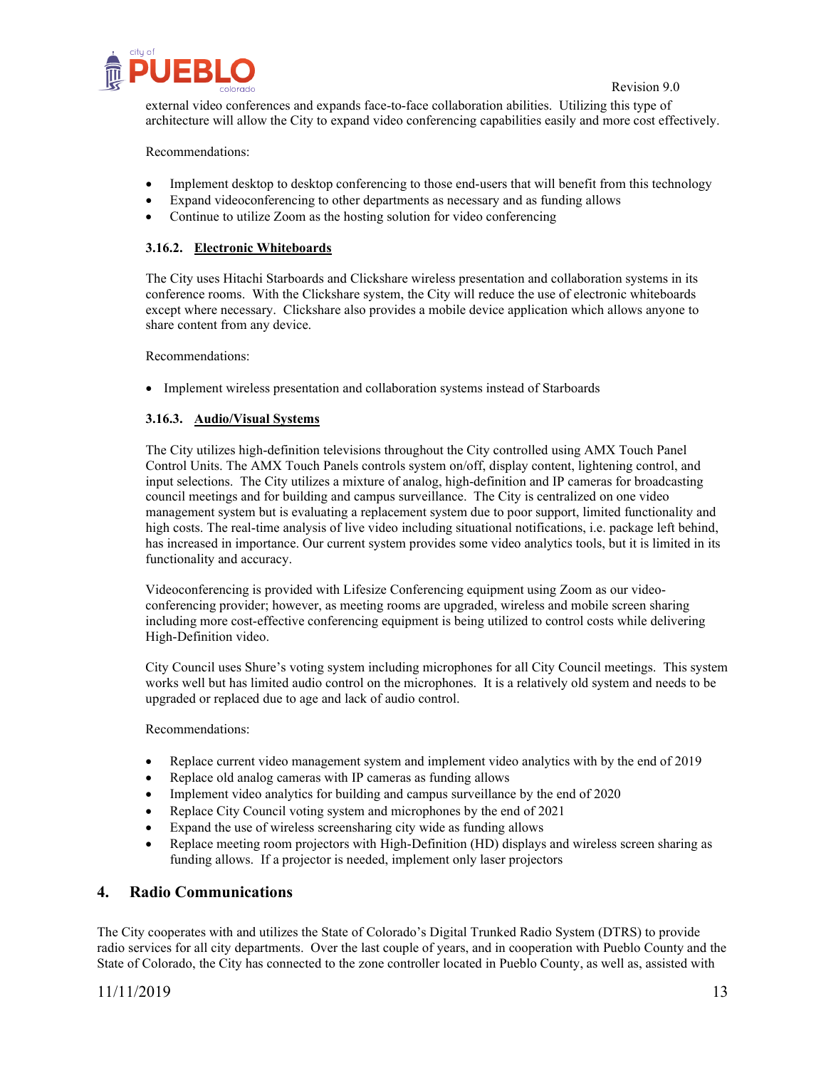external video conferences and expands face-to-face collaboration abilities. Utilizing this type of architecture will allow the City to expand video conferencing capabilities easily and more cost effectively.

Recommendations:

- Implement desktop to desktop conferencing to those end-users that will benefit from this technology
- Expand videoconferencing to other departments as necessary and as funding allows
- Continue to utilize Zoom as the hosting solution for video conferencing

#### 3.16.2. Electronic Whiteboards

The City uses Hitachi Starboards and Clickshare wireless presentation and collaboration systems in its conference rooms. With the Clickshare system, the City will reduce the use of electronic whiteboards except where necessary. Clickshare also provides a mobile device application which allows anyone to share content from any device.

Recommendations:

- Implement wireless presentation and collaboration systems instead of Starboards

#### 3.16.3. Audio/Visual Systems

The City utilizes high-definition televisions throughout the City controlled using AMX Touch Panel Control Units. The AMX Touch Panels controls system on/off, display content, lightening control, and input selections. The City utilizes a mixture of analog, high-definition and IP cameras for broadcasting council meetings and for building and campus surveillance. The City is centralized on one video management system but is evaluating a replacement system due to poor support, limited functionality and high costs. The real-time analysis of live video including situational notifications, i.e. package left behind, has increased in importance. Our current system provides some video analytics tools, but it is limited in its functionality and accuracy.

Videoconferencing is provided with Lifesize Conferencing equipment using Zoom as our video-conferencing provider; however, as meeting rooms are upgraded, wireless and mobile screen sharing including more cost-effective conferencing equipment is being utilized to control costs while delivering High-Definition video.

City Council uses Shure's voting system including microphones for all City Council meetings. This system works well but has limited audio control on the microphones. It is a relatively old system and needs to be upgraded or replaced due to age and lack of audio control.

Recommendations:

- Replace current video management system and implement video analytics with by the end of 2019
- Replace old analog cameras with IP cameras as funding allows
- Implement video analytics for building and campus surveillance by the end of 2020
- Replace City Council voting system and microphones by the end of 2021
- Expand the use of wireless screensharing city wide as funding allows
- Replace meeting room projectors with High-Definition (HD) displays and wireless screen sharing as funding allows. If a projector is needed, implement only laser projectors

## 4. Radio Communications

The City cooperates with and utilizes the State of Colorado's Digital Trunked Radio System (DTRS) to provide radio services for all city departments. Over the last couple of years, and in cooperation with Pueblo County and the State of Colorado, the City has connected to the zone controller located in Pueblo County, as well as, assisted with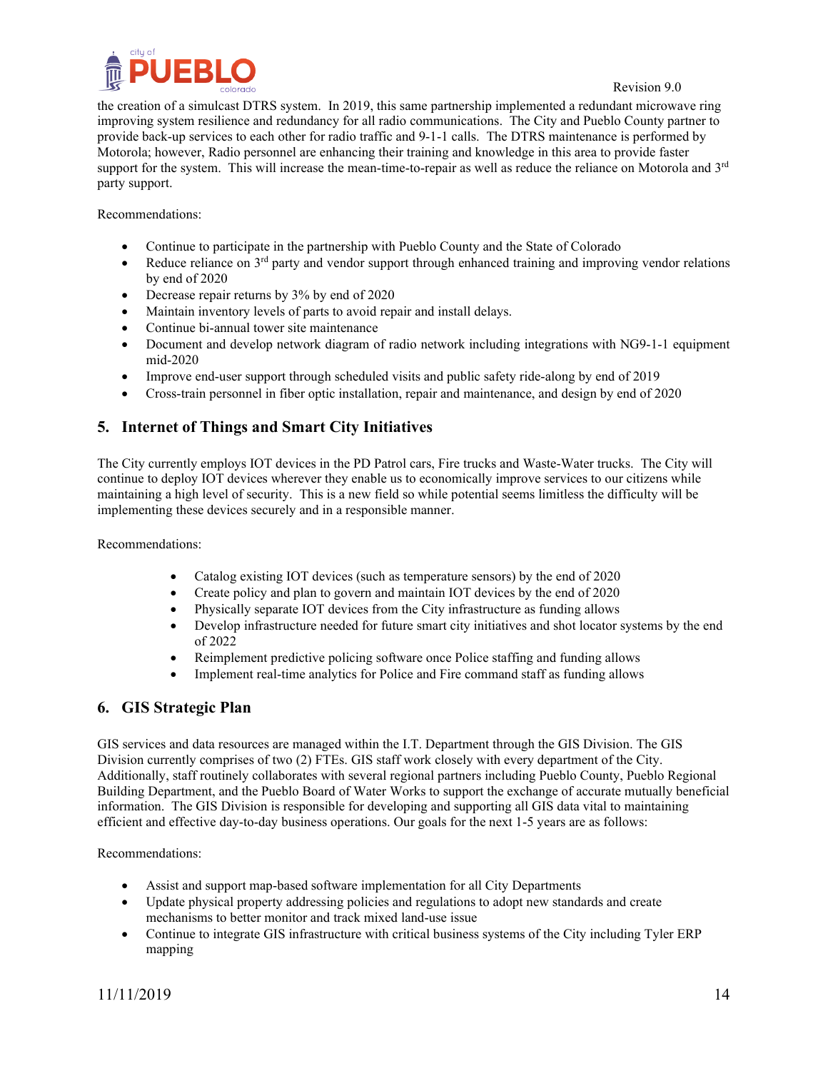the creation of a simulcast DTRS system. In 2019, this same partnership implemented a redundant microwave ring improving system resilience and redundancy for all radio communications. The City and Pueblo County partner to provide back-up services to each other for radio traffic and 9-1-1 calls. The DTRS maintenance is performed by Motorola; however, Radio personnel are enhancing their training and knowledge in this area to provide faster support for the system. This will increase the mean-time-to-repair as well as reduce the reliance on Motorola and 3rd party support.

Recommendations:

- Continue to participate in the partnership with Pueblo County and the State of Colorado
- Reduce reliance on 3rd party and vendor support through enhanced training and improving vendor relations by end of 2020
- Decrease repair returns by 3% by end of 2020
- Maintain inventory levels of parts to avoid repair and install delays.
- Continue bi-annual tower site maintenance
- Document and develop network diagram of radio network including integrations with NG9-1-1 equipment mid-2020
- Improve end-user support through scheduled visits and public safety ride-along by end of 2019
- Cross-train personnel in fiber optic installation, repair and maintenance, and design by end of 2020

## 5. Internet of Things and Smart City Initiatives

The City currently employs IOT devices in the PD Patrol cars, Fire trucks and Waste-Water trucks. The City will continue to deploy IOT devices wherever they enable us to economically improve services to our citizens while maintaining a high level of security. This is a new field so while potential seems limitless the difficulty will be implementing these devices securely and in a responsible manner.

Recommendations:

- Catalog existing IOT devices (such as temperature sensors) by the end of 2020
- Create policy and plan to govern and maintain IOT devices by the end of 2020
- Physically separate IOT devices from the City infrastructure as funding allows
- Develop infrastructure needed for future smart city initiatives and shot locator systems by the end of 2022
- Reimplement predictive policing software once Police staffing and funding allows
- Implement real-time analytics for Police and Fire command staff as funding allows

## 6. GIS Strategic Plan

GIS services and data resources are managed within the I.T. Department through the GIS Division. The GIS Division currently comprises of two (2) FTEs. GIS staff work closely with every department of the City. Additionally, staff routinely collaborates with several regional partners including Pueblo County, Pueblo Regional Building Department, and the Pueblo Board of Water Works to support the exchange of accurate mutually beneficial information. The GIS Division is responsible for developing and supporting all GIS data vital to maintaining efficient and effective day-to-day business operations. Our goals for the next 1-5 years are as follows:

Recommendations:

- Assist and support map-based software implementation for all City Departments
- Update physical property addressing policies and regulations to adopt new standards and create mechanisms to better monitor and track mixed land-use issue
- Continue to integrate GIS infrastructure with critical business systems of the City including Tyler ERP mapping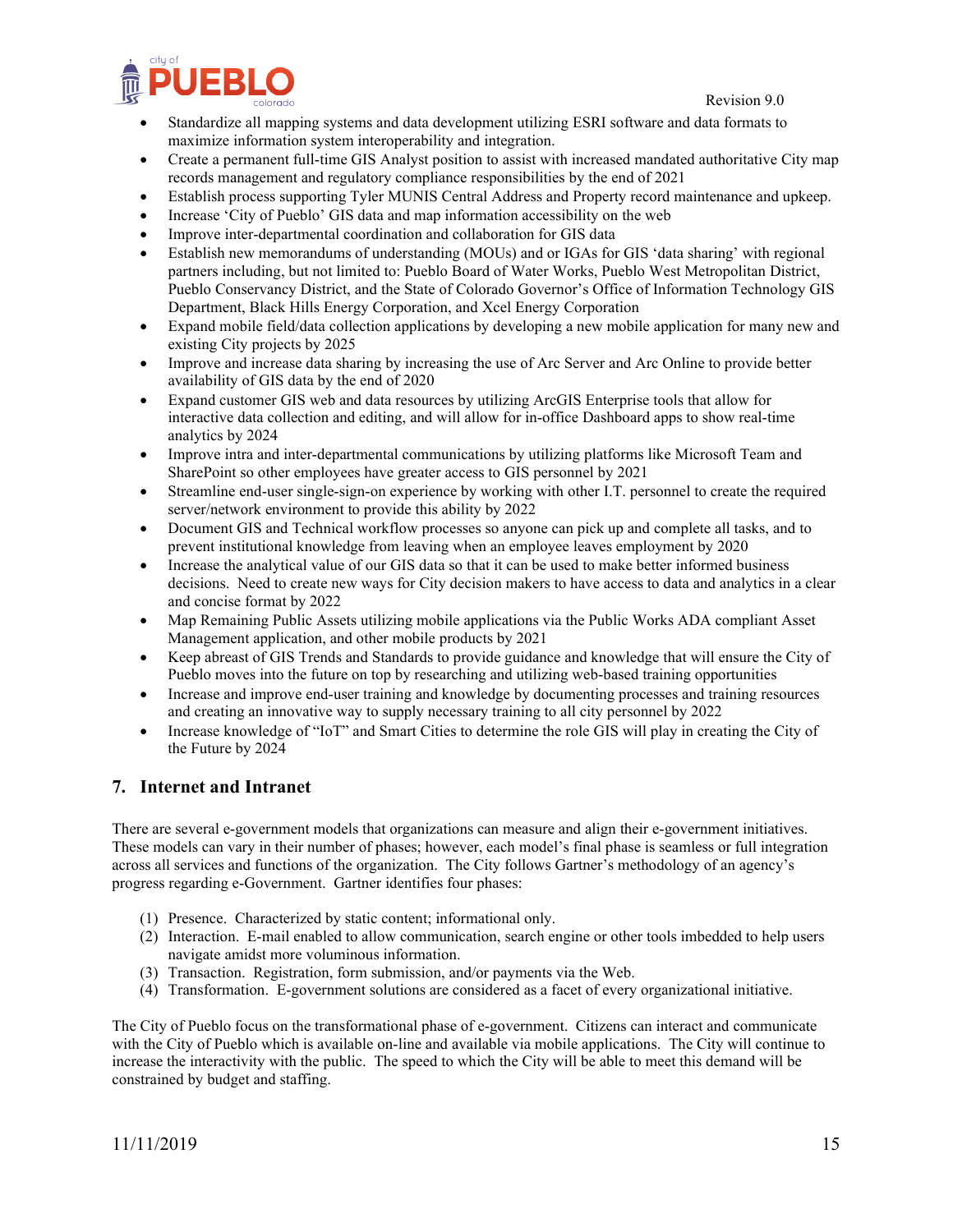- Standardize all mapping systems and data development utilizing ESRI software and data formats to maximize information system interoperability and integration.
- Create a permanent full-time GIS Analyst position to assist with increased mandated authoritative City map records management and regulatory compliance responsibilities by the end of 2021
- Establish process supporting Tyler MUNIS Central Address and Property record maintenance and upkeep.
- Increase 'City of Pueblo' GIS data and map information accessibility on the web
- Improve inter-departmental coordination and collaboration for GIS data
- Establish new memorandums of understanding (MOUs) and or IGAs for GIS 'data sharing' with regional partners including, but not limited to: Pueblo Board of Water Works, Pueblo West Metropolitan District, Pueblo Conservancy District, and the State of Colorado Governor's Office of Information Technology GIS Department, Black Hills Energy Corporation, and Xcel Energy Corporation
- Expand mobile field/data collection applications by developing a new mobile application for many new and existing City projects by 2025
- Improve and increase data sharing by increasing the use of Arc Server and Arc Online to provide better availability of GIS data by the end of 2020
- Expand customer GIS web and data resources by utilizing ArcGIS Enterprise tools that allow for interactive data collection and editing, and will allow for in-office Dashboard apps to show real-time analytics by 2024
- Improve intra and inter-departmental communications by utilizing platforms like Microsoft Team and SharePoint so other employees have greater access to GIS personnel by 2021
- Streamline end-user single-sign-on experience by working with other I.T. personnel to create the required server/network environment to provide this ability by 2022
- Document GIS and Technical workflow processes so anyone can pick up and complete all tasks, and to prevent institutional knowledge from leaving when an employee leaves employment by 2020
- Increase the analytical value of our GIS data so that it can be used to make better informed business decisions. Need to create new ways for City decision makers to have access to data and analytics in a clear and concise format by 2022
- Map Remaining Public Assets utilizing mobile applications via the Public Works ADA compliant Asset Management application, and other mobile products by 2021
- Keep abreast of GIS Trends and Standards to provide guidance and knowledge that will ensure the City of Pueblo moves into the future on top by researching and utilizing web-based training opportunities
- Increase and improve end-user training and knowledge by documenting processes and training resources and creating an innovative way to supply necessary training to all city personnel by 2022
- Increase knowledge of "IoT" and Smart Cities to determine the role GIS will play in creating the City of the Future by 2024

## 7. Internet and Intranet

There are several e-government models that organizations can measure and align their e-government initiatives. These models can vary in their number of phases; however, each model's final phase is seamless or full integration across all services and functions of the organization. The City follows Gartner's methodology of an agency's progress regarding e-Government. Gartner identifies four phases:

(1) Presence. Characterized by static content; informational only.
(2) Interaction. E-mail enabled to allow communication, search engine or other tools imbedded to help users navigate amidst more voluminous information.
(3) Transaction. Registration, form submission, and/or payments via the Web.
(4) Transformation. E-government solutions are considered as a facet of every organizational initiative.

The City of Pueblo focus on the transformational phase of e-government. Citizens can interact and communicate with the City of Pueblo which is available on-line and available via mobile applications. The City will continue to increase the interactivity with the public. The speed to which the City will be able to meet this demand will be constrained by budget and staffing.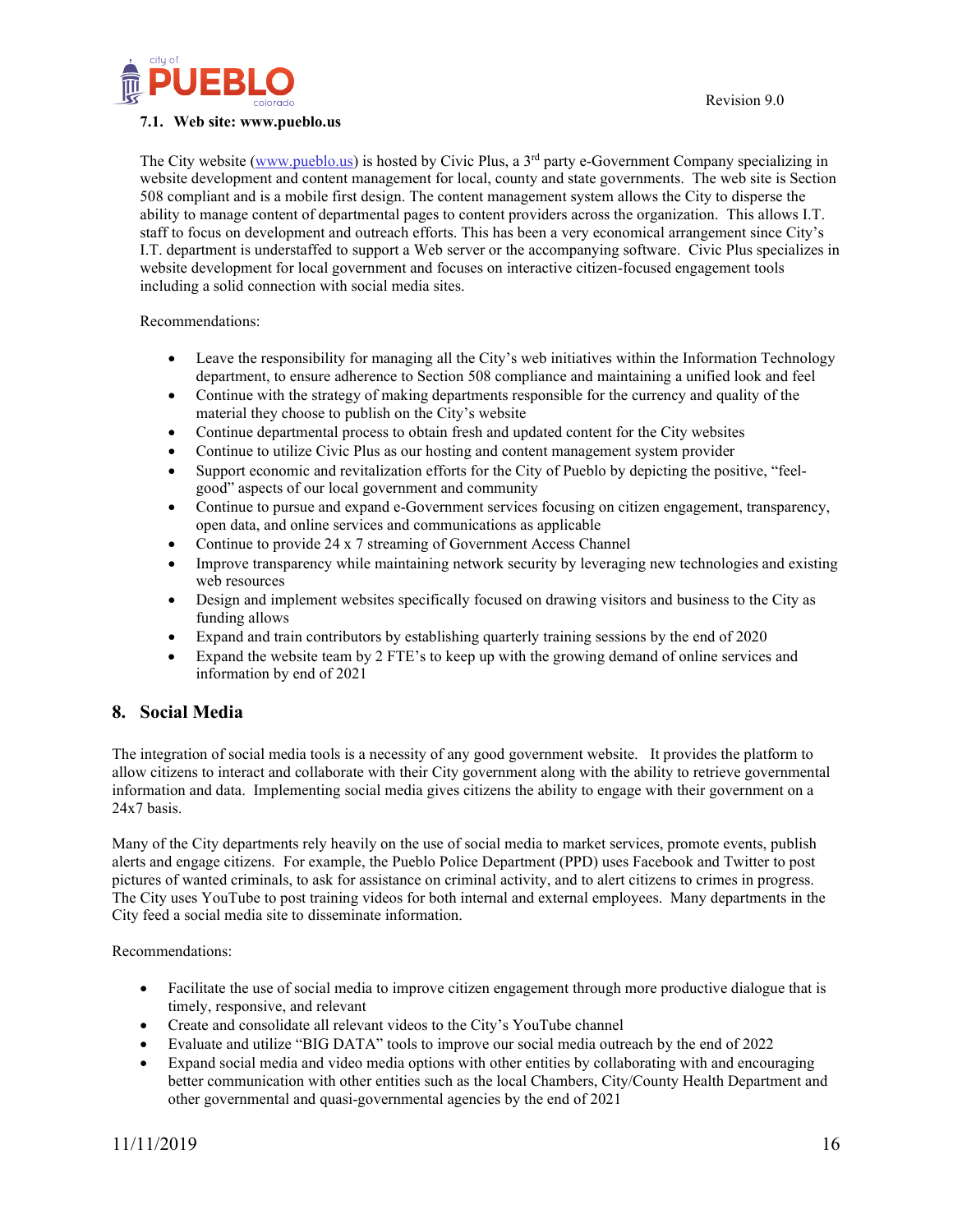### 7.1. Web site: www.pueblo.us

The City website (www.pueblo.us) is hosted by Civic Plus, a 3rd party e-Government Company specializing in website development and content management for local, county and state governments. The web site is Section 508 compliant and is a mobile first design. The content management system allows the City to disperse the ability to manage content of departmental pages to content providers across the organization. This allows I.T. staff to focus on development and outreach efforts. This has been a very economical arrangement since City's I.T. department is understaffed to support a Web server or the accompanying software. Civic Plus specializes in website development for local government and focuses on interactive citizen-focused engagement tools including a solid connection with social media sites.

Recommendations:

- Leave the responsibility for managing all the City's web initiatives within the Information Technology department, to ensure adherence to Section 508 compliance and maintaining a unified look and feel
- Continue with the strategy of making departments responsible for the currency and quality of the material they choose to publish on the City's website
- Continue departmental process to obtain fresh and updated content for the City websites
- Continue to utilize Civic Plus as our hosting and content management system provider
- Support economic and revitalization efforts for the City of Pueblo by depicting the positive, "feel-good" aspects of our local government and community
- Continue to pursue and expand e-Government services focusing on citizen engagement, transparency, open data, and online services and communications as applicable
- Continue to provide 24 x 7 streaming of Government Access Channel
- Improve transparency while maintaining network security by leveraging new technologies and existing web resources
- Design and implement websites specifically focused on drawing visitors and business to the City as funding allows
- Expand and train contributors by establishing quarterly training sessions by the end of 2020
- Expand the website team by 2 FTE's to keep up with the growing demand of online services and information by end of 2021

## 8. Social Media

The integration of social media tools is a necessity of any good government website. It provides the platform to allow citizens to interact and collaborate with their City government along with the ability to retrieve governmental information and data. Implementing social media gives citizens the ability to engage with their government on a 24x7 basis.

Many of the City departments rely heavily on the use of social media to market services, promote events, publish alerts and engage citizens. For example, the Pueblo Police Department (PPD) uses Facebook and Twitter to post pictures of wanted criminals, to ask for assistance on criminal activity, and to alert citizens to crimes in progress. The City uses YouTube to post training videos for both internal and external employees. Many departments in the City feed a social media site to disseminate information.

Recommendations:

- Facilitate the use of social media to improve citizen engagement through more productive dialogue that is timely, responsive, and relevant
- Create and consolidate all relevant videos to the City's YouTube channel
- Evaluate and utilize "BIG DATA" tools to improve our social media outreach by the end of 2022
- Expand social media and video media options with other entities by collaborating with and encouraging better communication with other entities such as the local Chambers, City/County Health Department and other governmental and quasi-governmental agencies by the end of 2021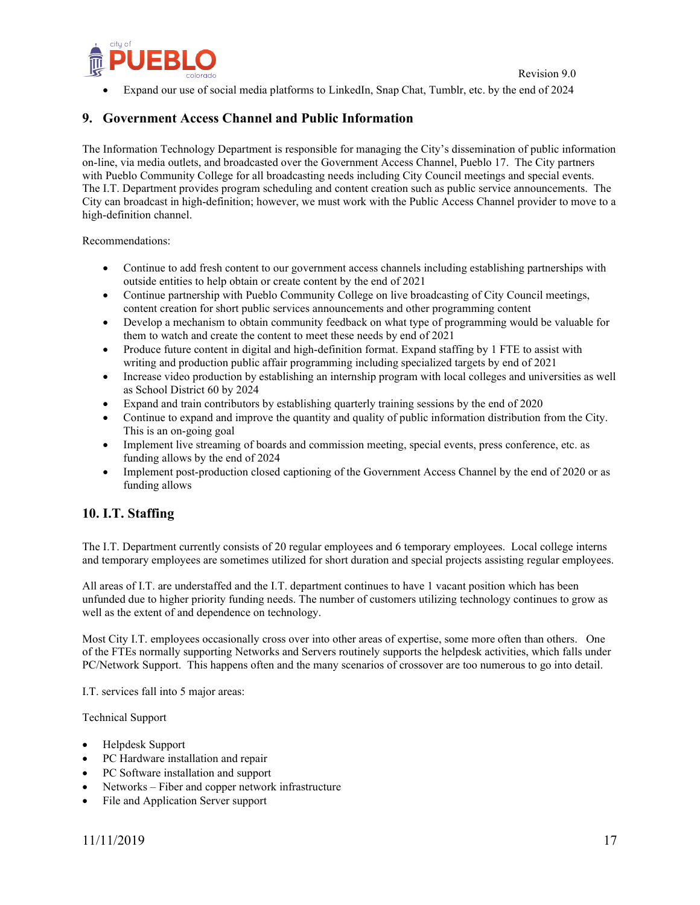- Expand our use of social media platforms to LinkedIn, Snap Chat, Tumblr, etc. by the end of 2024

## 9. Government Access Channel and Public Information

The Information Technology Department is responsible for managing the City's dissemination of public information on-line, via media outlets, and broadcasted over the Government Access Channel, Pueblo 17. The City partners with Pueblo Community College for all broadcasting needs including City Council meetings and special events. The I.T. Department provides program scheduling and content creation such as public service announcements. The City can broadcast in high-definition; however, we must work with the Public Access Channel provider to move to a high-definition channel.

Recommendations:

- Continue to add fresh content to our government access channels including establishing partnerships with outside entities to help obtain or create content by the end of 2021
- Continue partnership with Pueblo Community College on live broadcasting of City Council meetings, content creation for short public services announcements and other programming content
- Develop a mechanism to obtain community feedback on what type of programming would be valuable for them to watch and create the content to meet these needs by end of 2021
- Produce future content in digital and high-definition format. Expand staffing by 1 FTE to assist with writing and production public affair programming including specialized targets by end of 2021
- Increase video production by establishing an internship program with local colleges and universities as well as School District 60 by 2024
- Expand and train contributors by establishing quarterly training sessions by the end of 2020
- Continue to expand and improve the quantity and quality of public information distribution from the City. This is an on-going goal
- Implement live streaming of boards and commission meeting, special events, press conference, etc. as funding allows by the end of 2024
- Implement post-production closed captioning of the Government Access Channel by the end of 2020 or as funding allows

## 10. I.T. Staffing

The I.T. Department currently consists of 20 regular employees and 6 temporary employees. Local college interns and temporary employees are sometimes utilized for short duration and special projects assisting regular employees.

All areas of I.T. are understaffed and the I.T. department continues to have 1 vacant position which has been unfunded due to higher priority funding needs. The number of customers utilizing technology continues to grow as well as the extent of and dependence on technology.

Most City I.T. employees occasionally cross over into other areas of expertise, some more often than others. One of the FTEs normally supporting Networks and Servers routinely supports the helpdesk activities, which falls under PC/Network Support. This happens often and the many scenarios of crossover are too numerous to go into detail.

I.T. services fall into 5 major areas:

Technical Support

- Helpdesk Support
- PC Hardware installation and repair
- PC Software installation and support
- Networks – Fiber and copper network infrastructure
- File and Application Server support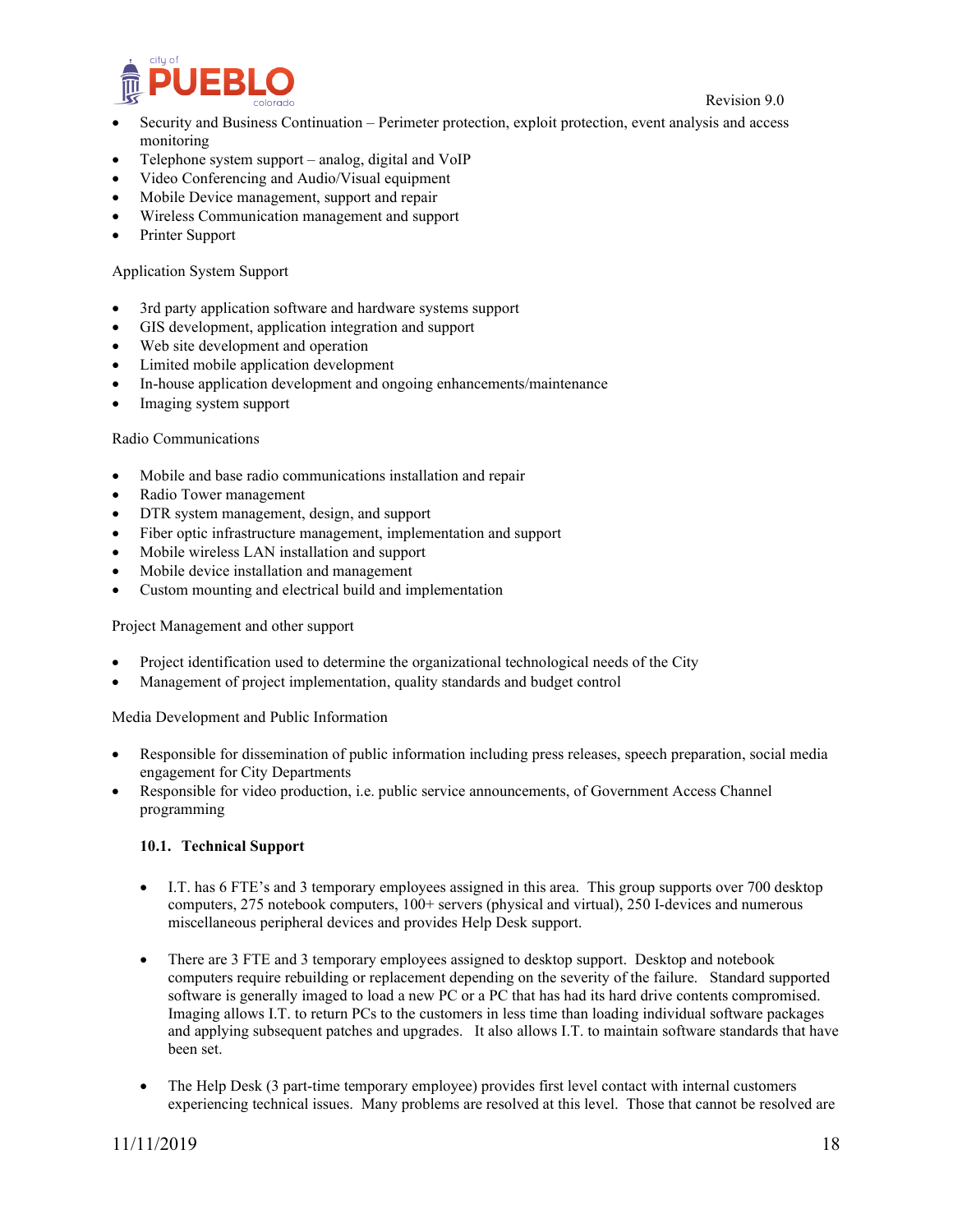- Security and Business Continuation – Perimeter protection, exploit protection, event analysis and access monitoring
- Telephone system support – analog, digital and VoIP
- Video Conferencing and Audio/Visual equipment
- Mobile Device management, support and repair
- Wireless Communication management and support
- Printer Support

Application System Support

- 3rd party application software and hardware systems support
- GIS development, application integration and support
- Web site development and operation
- Limited mobile application development
- In-house application development and ongoing enhancements/maintenance
- Imaging system support

Radio Communications

- Mobile and base radio communications installation and repair
- Radio Tower management
- DTR system management, design, and support
- Fiber optic infrastructure management, implementation and support
- Mobile wireless LAN installation and support
- Mobile device installation and management
- Custom mounting and electrical build and implementation

Project Management and other support

- Project identification used to determine the organizational technological needs of the City
- Management of project implementation, quality standards and budget control

Media Development and Public Information

- Responsible for dissemination of public information including press releases, speech preparation, social media engagement for City Departments
- Responsible for video production, i.e. public service announcements, of Government Access Channel programming

### 10.1. Technical Support

- I.T. has 6 FTE's and 3 temporary employees assigned in this area. This group supports over 700 desktop computers, 275 notebook computers, 100+ servers (physical and virtual), 250 I-devices and numerous miscellaneous peripheral devices and provides Help Desk support.

- There are 3 FTE and 3 temporary employees assigned to desktop support. Desktop and notebook computers require rebuilding or replacement depending on the severity of the failure. Standard supported software is generally imaged to load a new PC or a PC that has had its hard drive contents compromised. Imaging allows I.T. to return PCs to the customers in less time than loading individual software packages and applying subsequent patches and upgrades. It also allows I.T. to maintain software standards that have been set.

- The Help Desk (3 part-time temporary employee) provides first level contact with internal customers experiencing technical issues. Many problems are resolved at this level. Those that cannot be resolved are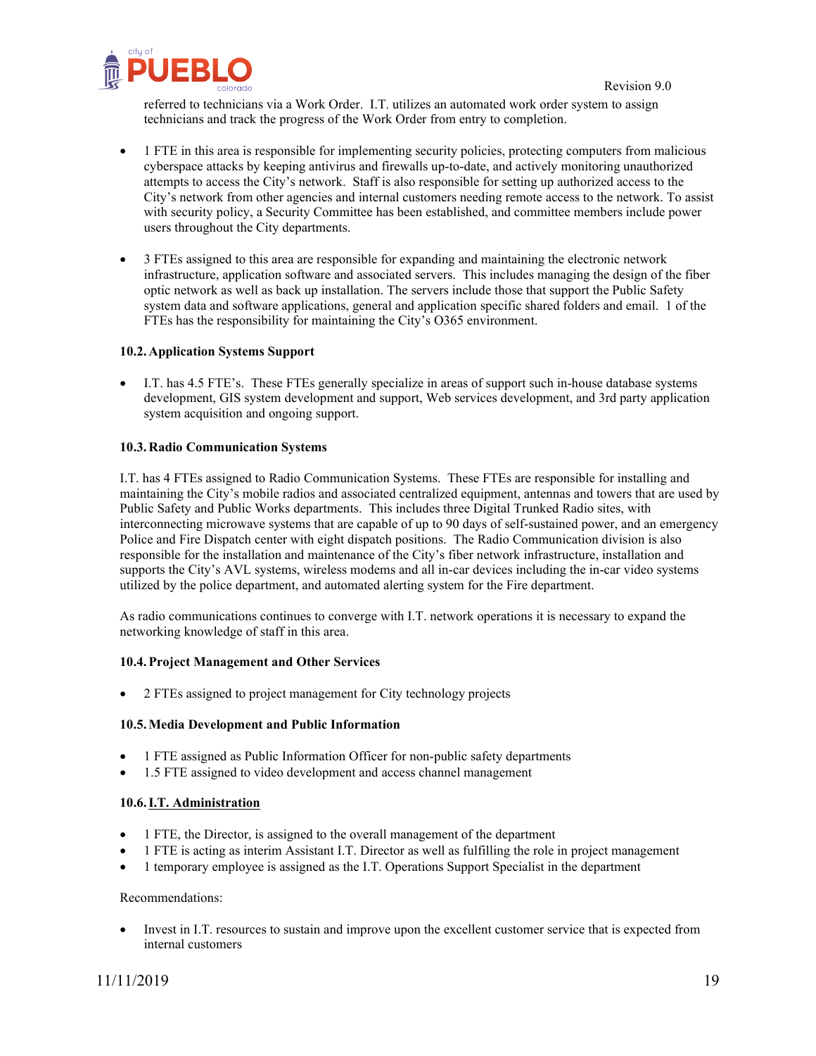referred to technicians via a Work Order. I.T. utilizes an automated work order system to assign technicians and track the progress of the Work Order from entry to completion.

- 1 FTE in this area is responsible for implementing security policies, protecting computers from malicious cyberspace attacks by keeping antivirus and firewalls up-to-date, and actively monitoring unauthorized attempts to access the City's network. Staff is also responsible for setting up authorized access to the City's network from other agencies and internal customers needing remote access to the network. To assist with security policy, a Security Committee has been established, and committee members include power users throughout the City departments.

- 3 FTEs assigned to this area are responsible for expanding and maintaining the electronic network infrastructure, application software and associated servers. This includes managing the design of the fiber optic network as well as back up installation. The servers include those that support the Public Safety system data and software applications, general and application specific shared folders and email. 1 of the FTEs has the responsibility for maintaining the City's O365 environment.

### 10.2. Application Systems Support

- I.T. has 4.5 FTE's. These FTEs generally specialize in areas of support such in-house database systems development, GIS system development and support, Web services development, and 3rd party application system acquisition and ongoing support.

### 10.3. Radio Communication Systems

I.T. has 4 FTEs assigned to Radio Communication Systems. These FTEs are responsible for installing and maintaining the City's mobile radios and associated centralized equipment, antennas and towers that are used by Public Safety and Public Works departments. This includes three Digital Trunked Radio sites, with interconnecting microwave systems that are capable of up to 90 days of self-sustained power, and an emergency Police and Fire Dispatch center with eight dispatch positions. The Radio Communication division is also responsible for the installation and maintenance of the City's fiber network infrastructure, installation and supports the City's AVL systems, wireless modems and all in-car devices including the in-car video systems utilized by the police department, and automated alerting system for the Fire department.

As radio communications continues to converge with I.T. network operations it is necessary to expand the networking knowledge of staff in this area.

### 10.4. Project Management and Other Services

- 2 FTEs assigned to project management for City technology projects

### 10.5. Media Development and Public Information

- 1 FTE assigned as Public Information Officer for non-public safety departments
- 1.5 FTE assigned to video development and access channel management

### 10.6. I.T. Administration

- 1 FTE, the Director, is assigned to the overall management of the department
- 1 FTE is acting as interim Assistant I.T. Director as well as fulfilling the role in project management
- 1 temporary employee is assigned as the I.T. Operations Support Specialist in the department

Recommendations:

- Invest in I.T. resources to sustain and improve upon the excellent customer service that is expected from internal customers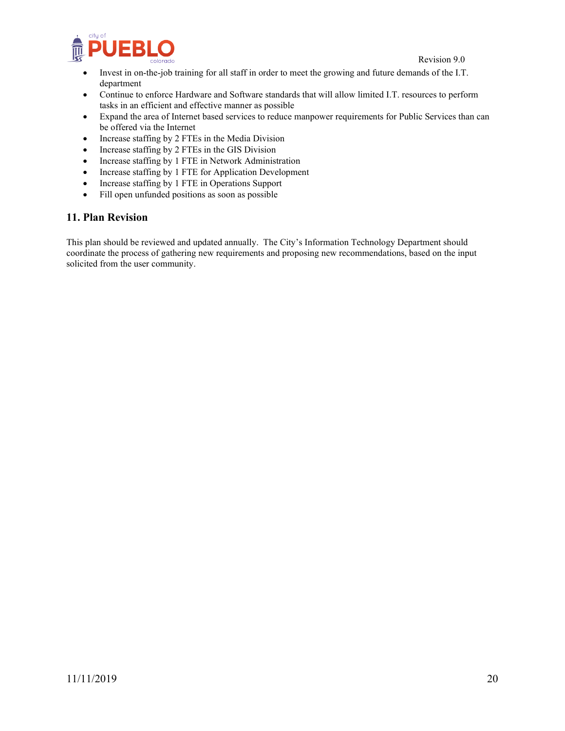- Invest in on-the-job training for all staff in order to meet the growing and future demands of the I.T. department
- Continue to enforce Hardware and Software standards that will allow limited I.T. resources to perform tasks in an efficient and effective manner as possible
- Expand the area of Internet based services to reduce manpower requirements for Public Services than can be offered via the Internet
- Increase staffing by 2 FTEs in the Media Division
- Increase staffing by 2 FTEs in the GIS Division
- Increase staffing by 1 FTE in Network Administration
- Increase staffing by 1 FTE for Application Development
- Increase staffing by 1 FTE in Operations Support
- Fill open unfunded positions as soon as possible

## 11. Plan Revision

This plan should be reviewed and updated annually. The City's Information Technology Department should coordinate the process of gathering new requirements and proposing new recommendations, based on the input solicited from the user community.